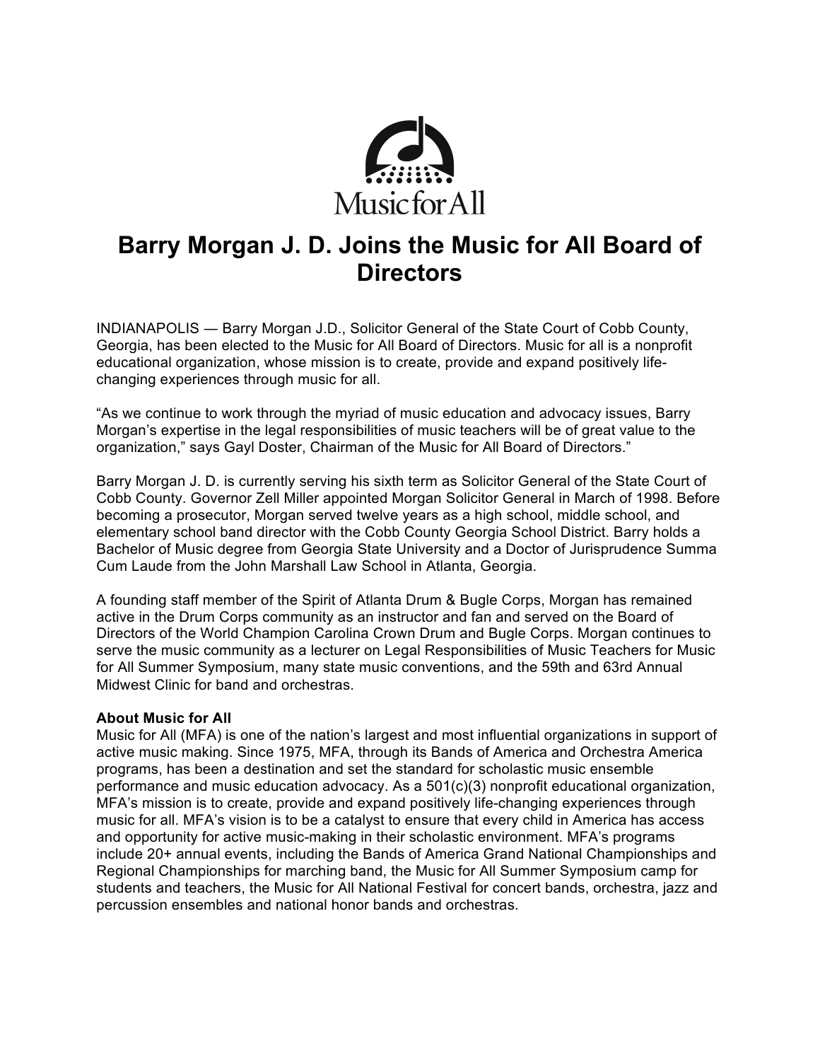Music for All

# Barry Morgan J. D. Joins the Music for All Board of Directors

INDIANAPOLIS — Barry Morgan J.D., Solicitor General of the State Court of Cobb County, Georgia, has been elected to the Music for All Board of Directors. Music for all is a nonprofit educational organization, whose mission is to create, provide and expand positively life-changing experiences through music for all.

"As we continue to work through the myriad of music education and advocacy issues, Barry Morgan's expertise in the legal responsibilities of music teachers will be of great value to the organization," says Gayl Doster, Chairman of the Music for All Board of Directors."

Barry Morgan J. D. is currently serving his sixth term as Solicitor General of the State Court of Cobb County. Governor Zell Miller appointed Morgan Solicitor General in March of 1998. Before becoming a prosecutor, Morgan served twelve years as a high school, middle school, and elementary school band director with the Cobb County Georgia School District. Barry holds a Bachelor of Music degree from Georgia State University and a Doctor of Jurisprudence Summa Cum Laude from the John Marshall Law School in Atlanta, Georgia.

A founding staff member of the Spirit of Atlanta Drum & Bugle Corps, Morgan has remained active in the Drum Corps community as an instructor and fan and served on the Board of Directors of the World Champion Carolina Crown Drum and Bugle Corps. Morgan continues to serve the music community as a lecturer on Legal Responsibilities of Music Teachers for Music for All Summer Symposium, many state music conventions, and the 59th and 63rd Annual Midwest Clinic for band and orchestras.

**About Music for All**

Music for All (MFA) is one of the nation's largest and most influential organizations in support of active music making. Since 1975, MFA, through its Bands of America and Orchestra America programs, has been a destination and set the standard for scholastic music ensemble performance and music education advocacy. As a 501(c)(3) nonprofit educational organization, MFA's mission is to create, provide and expand positively life-changing experiences through music for all. MFA's vision is to be a catalyst to ensure that every child in America has access and opportunity for active music-making in their scholastic environment. MFA's programs include 20+ annual events, including the Bands of America Grand National Championships and Regional Championships for marching band, the Music for All Summer Symposium camp for students and teachers, the Music for All National Festival for concert bands, orchestra, jazz and percussion ensembles and national honor bands and orchestras.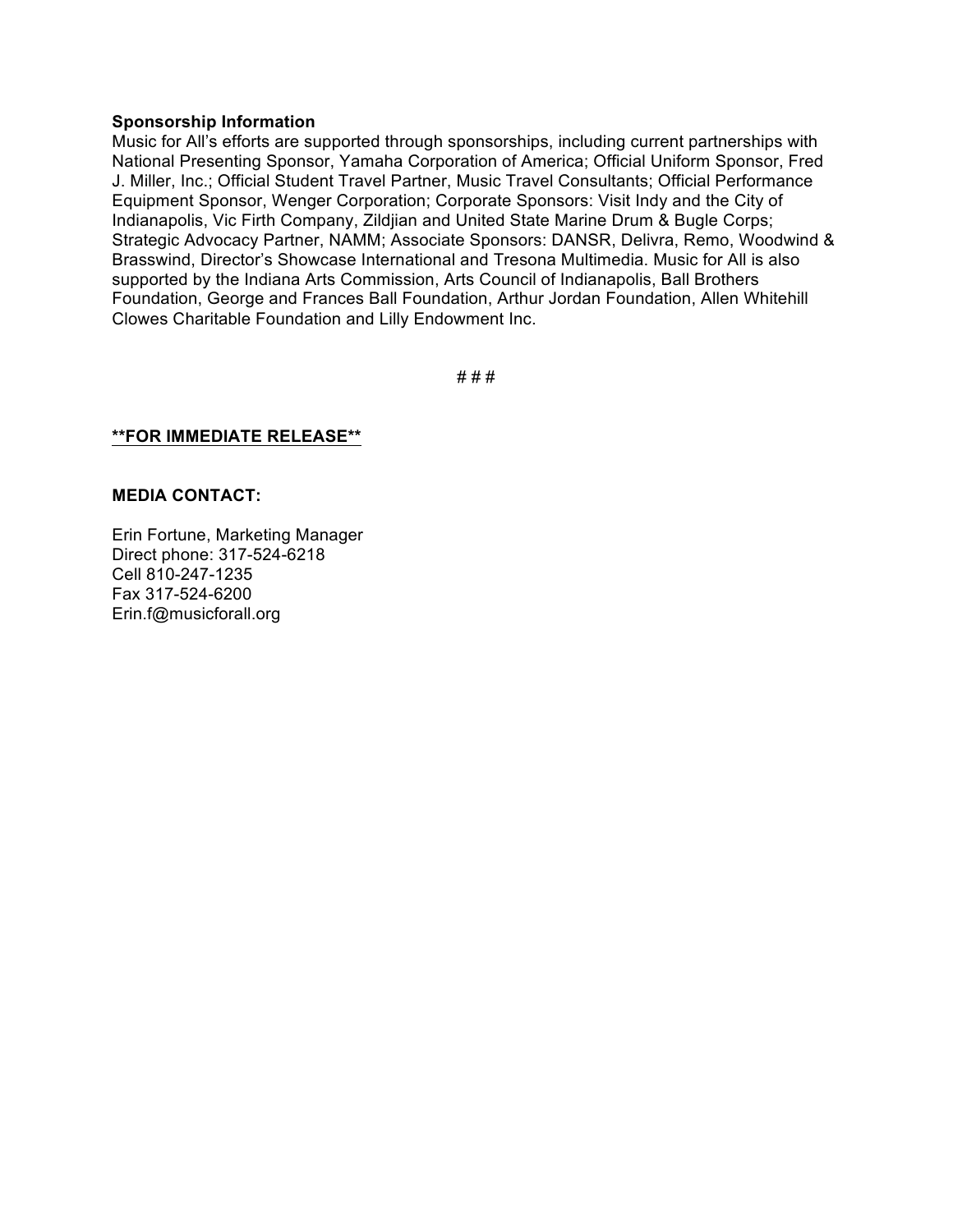**Sponsorship Information**
Music for All's efforts are supported through sponsorships, including current partnerships with National Presenting Sponsor, Yamaha Corporation of America; Official Uniform Sponsor, Fred J. Miller, Inc.; Official Student Travel Partner, Music Travel Consultants; Official Performance Equipment Sponsor, Wenger Corporation; Corporate Sponsors: Visit Indy and the City of Indianapolis, Vic Firth Company, Zildjian and United State Marine Drum & Bugle Corps; Strategic Advocacy Partner, NAMM; Associate Sponsors: DANSR, Delivra, Remo, Woodwind & Brasswind, Director's Showcase International and Tresona Multimedia. Music for All is also supported by the Indiana Arts Commission, Arts Council of Indianapolis, Ball Brothers Foundation, George and Frances Ball Foundation, Arthur Jordan Foundation, Allen Whitehill Clowes Charitable Foundation and Lilly Endowment Inc.

# # #

**<u>**FOR IMMEDIATE RELEASE**</u>**

**MEDIA CONTACT:**

Erin Fortune, Marketing Manager
Direct phone: 317-524-6218
Cell 810-247-1235
Fax 317-524-6200
Erin.f@musicforall.org